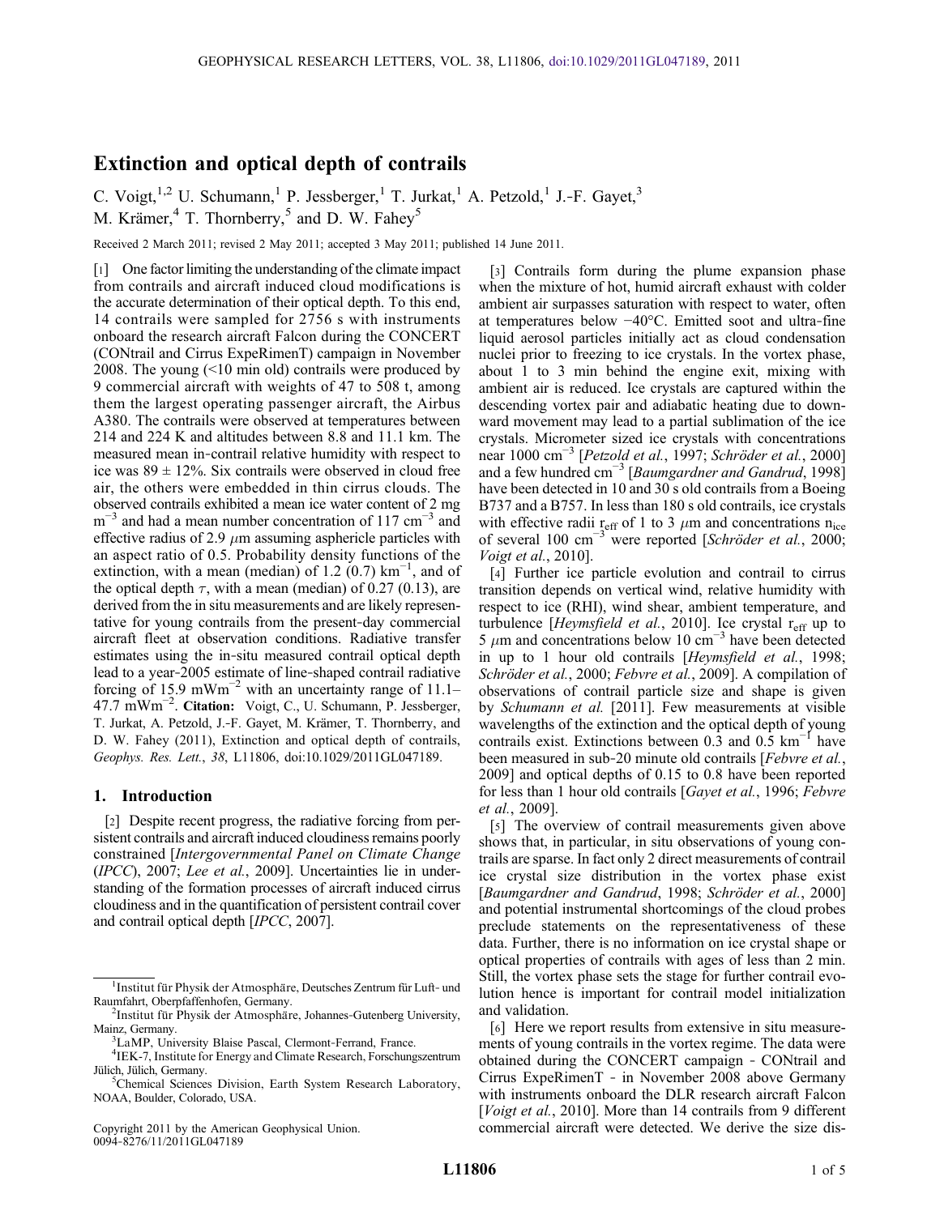# Extinction and optical depth of contrails

C. Voigt,[1,2] U. Schumann,[1] P. Jessberger,[1] T. Jurkat,[1] A. Petzold,[1] J.-F. Gayet,[3] M. Krämer,[4] T. Thornberry,[5] and D. W. Fahey[5]

Received 2 March 2011; revised 2 May 2011; accepted 3 May 2011; published 14 June 2011.

[1] One factor limiting the understanding of the climate impact from contrails and aircraft induced cloud modifications is the accurate determination of their optical depth. To this end, 14 contrails were sampled for 2756 s with instruments onboard the research aircraft Falcon during the CONCERT (CONtrail and Cirrus ExpeRimenT) campaign in November 2008. The young (<10 min old) contrails were produced by 9 commercial aircraft with weights of 47 to 508 t, among them the largest operating passenger aircraft, the Airbus A380. The contrails were observed at temperatures between 214 and 224 K and altitudes between 8.8 and 11.1 km. The measured mean in-contrail relative humidity with respect to ice was 89 ± 12%. Six contrails were observed in cloud free air, the others were embedded in thin cirrus clouds. The observed contrails exhibited a mean ice water content of 2 mg $m^{-3}$ and had a mean number concentration of 117 $cm^{-3}$ and effective radius of 2.9 $\mu$m assuming aspherical particles with an aspect ratio of 0.5. Probability density functions of the extinction, with a mean (median) of 1.2 (0.7) $km^{-1}$, and of the optical depth $\tau$, with a mean (median) of 0.27 (0.13), are derived from the in situ measurements and are likely representative for young contrails from the present-day commercial aircraft fleet at observation conditions. Radiative transfer estimates using the in-situ measured contrail optical depth lead to a year-2005 estimate of line-shaped contrail radiative forcing of 15.9 $mWm^{-2}$ with an uncertainty range of 11.1–47.7 $mWm^{-2}$. **Citation:** Voigt, C., U. Schumann, P. Jessberger, T. Jurkat, A. Petzold, J.-F. Gayet, M. Krämer, T. Thornberry, and D. W. Fahey (2011), Extinction and optical depth of contrails, *Geophys. Res. Lett.*, *38*, L11806, doi:10.1029/2011GL047189.

## 1. Introduction

[2] Despite recent progress, the radiative forcing from persistent contrails and aircraft induced cloudiness remains poorly constrained [*Intergovernmental Panel on Climate Change* (*IPCC*), 2007; *Lee et al.*, 2009]. Uncertainties lie in understanding of the formation processes of aircraft induced cirrus cloudiness and in the quantification of persistent contrail cover and contrail optical depth [*IPCC*, 2007].

[3] Contrails form during the plume expansion phase when the mixture of hot, humid aircraft exhaust with colder ambient air surpasses saturation with respect to water, often at temperatures below −40°C. Emitted soot and ultra-fine liquid aerosol particles initially act as cloud condensation nuclei prior to freezing to ice crystals. In the vortex phase, about 1 to 3 min behind the engine exit, mixing with ambient air is reduced. Ice crystals are captured within the descending vortex pair and adiabatic heating due to downward movement may lead to a partial sublimation of the ice crystals. Micrometer sized ice crystals with concentrations near 1000 $cm^{-3}$ [*Petzold et al.*, 1997; *Schröder et al.*, 2000] and a few hundred $cm^{-3}$ [*Baumgardner and Gandrud*, 1998] have been detected in 10 and 30 s old contrails from a Boeing B737 and a B757. In less than 180 s old contrails, ice crystals with effective radii $r_{eff}$ of 1 to 3 $\mu$m and concentrations $n_{ice}$ of several 100 $cm^{-3}$ were reported [*Schröder et al.*, 2000; *Voigt et al.*, 2010].

[4] Further ice particle evolution and contrail to cirrus transition depends on vertical wind, relative humidity with respect to ice (RHI), wind shear, ambient temperature, and turbulence [*Heymsfield et al.*, 2010]. Ice crystal $r_{eff}$ up to 5 $\mu$m and concentrations below 10 $cm^{-3}$ have been detected in up to 1 hour old contrails [*Heymsfield et al.*, 1998; *Schröder et al.*, 2000; *Febvre et al.*, 2009]. A compilation of observations of contrail particle size and shape is given by *Schumann et al.* [2011]. Few measurements at visible wavelengths of the extinction and the optical depth of young contrails exist. Extinctions between 0.3 and 0.5 $km^{-1}$ have been measured in sub-20 minute old contrails [*Febvre et al.*, 2009] and optical depths of 0.15 to 0.8 have been reported for less than 1 hour old contrails [*Gayet et al.*, 1996; *Febvre et al.*, 2009].

[5] The overview of contrail measurements given above shows that, in particular, in situ observations of young contrails are sparse. In fact only 2 direct measurements of contrail ice crystal size distribution in the vortex phase exist [*Baumgardner and Gandrud*, 1998; *Schröder et al.*, 2000] and potential instrumental shortcomings of the cloud probes preclude statements on the representativeness of these data. Further, there is no information on ice crystal shape or optical properties of contrails with ages of less than 2 min. Still, the vortex phase sets the stage for further contrail evolution hence is important for contrail model initialization and validation.

[6] Here we report results from extensive in situ measurements of young contrails in the vortex regime. The data were obtained during the CONCERT campaign - CONtrail and Cirrus ExpeRimenT - in November 2008 above Germany with instruments onboard the DLR research aircraft Falcon [*Voigt et al.*, 2010]. More than 14 contrails from 9 different commercial aircraft were detected. We derive the size dis-

---

[1]Institut für Physik der Atmosphäre, Deutsches Zentrum für Luft- und Raumfahrt, Oberpfaffenhofen, Germany.
[2]Institut für Physik der Atmosphäre, Johannes-Gutenberg University, Mainz, Germany.
[3]LaMP, University Blaise Pascal, Clermont-Ferrand, France.
[4]IEK-7, Institute for Energy and Climate Research, Forschungszentrum Jülich, Jülich, Germany.
[5]Chemical Sciences Division, Earth System Research Laboratory, NOAA, Boulder, Colorado, USA.

Copyright 2011 by the American Geophysical Union.
0094-8276/11/2011GL047189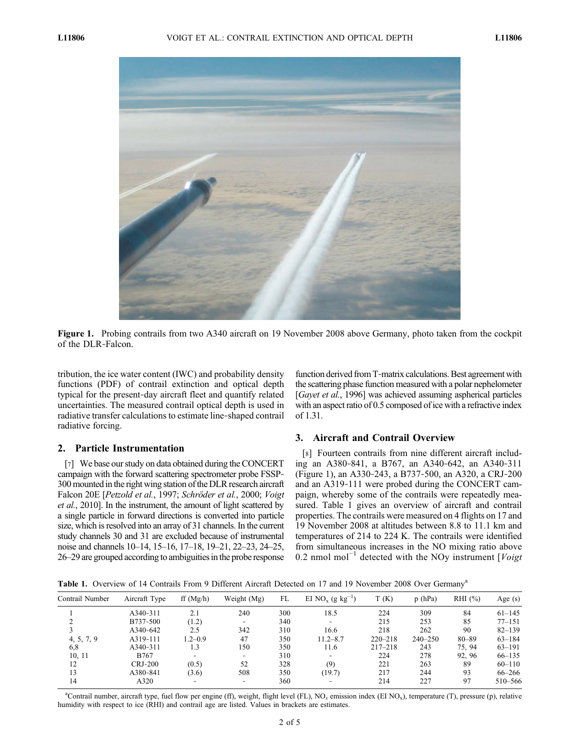Figure 1. Probing contrails from two A340 aircraft on 19 November 2008 above Germany, photo taken from the cockpit of the DLR-Falcon.

tribution, the ice water content (IWC) and probability density functions (PDF) of contrail extinction and optical depth typical for the present-day aircraft fleet and quantify related uncertainties. The measured contrail optical depth is used in radiative transfer calculations to estimate line-shaped contrail radiative forcing.

## 2. Particle Instrumentation

[7] We base our study on data obtained during the CONCERT campaign with the forward scattering spectrometer probe FSSP-300 mounted in the right wing station of the DLR research aircraft Falcon 20E [*Petzold et al.*, 1997; *Schröder et al.*, 2000; *Voigt et al.*, 2010]. In the instrument, the amount of light scattered by a single particle in forward directions is converted into particle size, which is resolved into an array of 31 channels. In the current study channels 30 and 31 are excluded because of instrumental noise and channels 10–14, 15–16, 17–18, 19–21, 22–23, 24–25, 26–29 are grouped according to ambiguities in the probe response function derived from T-matrix calculations. Best agreement with the scattering phase function measured with a polar nephelometer [*Gayet et al.*, 1996] was achieved assuming aspherical particles with an aspect ratio of 0.5 composed of ice with a refractive index of 1.31.

## 3. Aircraft and Contrail Overview

[8] Fourteen contrails from nine different aircraft including an A380-841, a B767, an A340-642, an A340-311 (Figure 1), an A330-243, a B737-500, an A320, a CRJ-200 and an A319-111 were probed during the CONCERT campaign, whereby some of the contrails were repeatedly measured. Table 1 gives an overview of aircraft and contrail properties. The contrails were measured on 4 flights on 17 and 19 November 2008 at altitudes between 8.8 to 11.1 km and temperatures of 214 to 224 K. The contrails were identified from simultaneous increases in the NO mixing ratio above 0.2 nmol $mol^{-1}$ detected with the NOy instrument [*Voigt*

**Table 1.** Overview of 14 Contrails From 9 Different Aircraft Detected on 17 and 19 November 2008 Over Germany[a]

| Contrail Number | Aircraft Type | ff (Mg/h) | Weight (Mg) | FL | EI $NO_x$ (g $kg^{-1}$) | T (K) | p (hPa) | RHI (%) | Age (s) |
|---|---|---|---|---|---|---|---|---|---|
| 1 | A340-311 | 2.1 | 240 | 300 | 18.5 | 224 | 309 | 84 | 61–145 |
| 2 | B737-500 | (1.2) | - | 340 | - | 215 | 253 | 85 | 77–151 |
| 3 | A340-642 | 2.5 | 342 | 310 | 16.6 | 218 | 262 | 90 | 82–139 |
| 4, 5, 7, 9 | A319-111 | 1.2–0.9 | 47 | 350 | 11.2–8.7 | 220–218 | 240–250 | 80–89 | 63–184 |
| 6,8 | A340-311 | 1.3 | 150 | 350 | 11.6 | 217–218 | 243 | 75, 94 | 63–191 |
| 10, 11 | B767 | - | - | 310 | - | 224 | 278 | 92, 96 | 66–135 |
| 12 | CRJ-200 | (0.5) | 52 | 328 | (9) | 221 | 263 | 89 | 60–110 |
| 13 | A380-841 | (3.6) | 508 | 350 | (19.7) | 217 | 244 | 93 | 66–266 |
| 14 | A320 | - | - | 360 | - | 214 | 227 | 97 | 510–566 |

[a]Contrail number, aircraft type, fuel flow per engine (ff), weight, flight level (FL), $NO_x$ emission index (EI $NO_x$), temperature (T), pressure (p), relative humidity with respect to ice (RHI) and contrail age are listed. Values in brackets are estimates.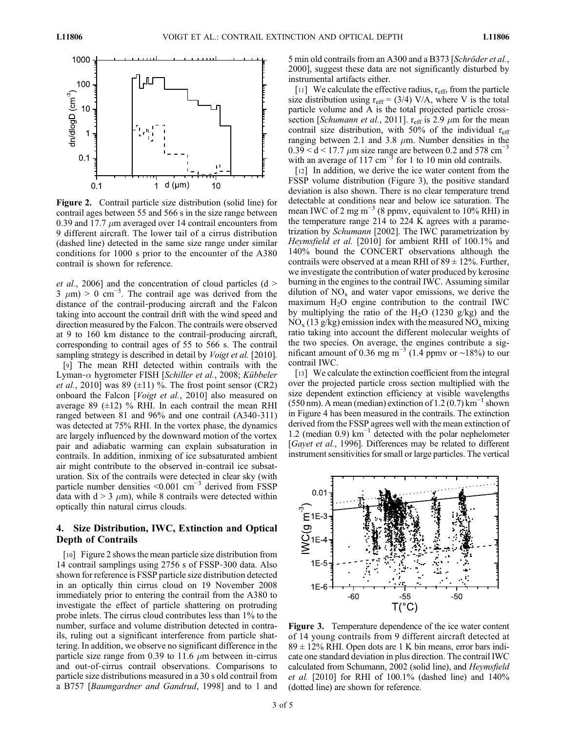et al., 2006] and the concentration of cloud particles (d > 3 μm) > 0 cm$^{-3}$. The contrail age was derived from the distance of the contrail-producing aircraft and the Falcon taking into account the contrail drift with the wind speed and direction measured by the Falcon. The contrails were observed at 9 to 160 km distance to the contrail-producing aircraft, corresponding to contrail ages of 55 to 566 s. The contrail sampling strategy is described in detail by *Voigt et al.* [2010].

[9] The mean RHI detected within contrails with the Lyman-α hygrometer FISH [*Schiller et al.*, 2008; *Kübbeler et al.*, 2010] was 89 (±11) %. The frost point sensor (CR2) onboard the Falcon [*Voigt et al.*, 2010] also measured on average 89 (±12) % RHI. In each contrail the mean RHI ranged between 81 and 96% and one contrail (A340-311) was detected at 75% RHI. In the vortex phase, the dynamics are largely influenced by the downward motion of the vortex pair and adiabatic warming can explain subsaturation in contrails. In addition, inmixing of ice subsaturated ambient air might contribute to the observed in-contrail ice subsaturation. Six of the contrails were detected in clear sky (with particle number densities <0.001 cm$^{-3}$ derived from FSSP data with d > 3 μm), while 8 contrails were detected within optically thin natural cirrus clouds.

## 4. Size Distribution, IWC, Extinction and Optical Depth of Contrails

[10] Figure 2 shows the mean particle size distribution from 14 contrail samplings using 2756 s of FSSP-300 data. Also shown for reference is FSSP particle size distribution detected in an optically thin cirrus cloud on 19 November 2008 immediately prior to entering the contrail from the A380 to investigate the effect of particle shattering on protruding probe inlets. The cirrus cloud contributes less than 1% to the number, surface and volume distribution detected in contrails, ruling out a significant interference from particle shattering. In addition, we observe no significant difference in the particle size range from 0.39 to 11.6 μm between in-cirrus and out-of-cirrus contrail observations. Comparisons to particle size distributions measured in a 30 s old contrail from a B757 [*Baumgardner and Gandrud*, 1998] and to 1 and 5 min old contrails from an A300 and a B373 [*Schröder et al.*, 2000], suggest these data are not significantly disturbed by instrumental artifacts either.

Figure 2. Contrail particle size distribution (solid line) for contrail ages between 55 and 566 s in the size range between 0.39 and 17.7 μm averaged over 14 contrail encounters from 9 different aircraft. The lower tail of a cirrus distribution (dashed line) detected in the same size range under similar conditions for 1000 s prior to the encounter of the A380 contrail is shown for reference.

[11] We calculate the effective radius, $r_{eff}$, from the particle size distribution using $r_{eff} = (3/4)\ V/A$, where V is the total particle volume and A is the total projected particle cross-section [*Schumann et al.*, 2011]. $r_{eff}$ is 2.9 μm for the mean contrail size distribution, with 50% of the individual $r_{eff}$ ranging between 2.1 and 3.8 μm. Number densities in the 0.39 < d < 17.7 μm size range are between 0.2 and 578 cm$^{-3}$ with an average of 117 cm$^{-3}$ for 1 to 10 min old contrails.

[12] In addition, we derive the ice water content from the FSSP volume distribution (Figure 3), the positive standard deviation is also shown. There is no clear temperature trend detectable at conditions near and below ice saturation. The mean IWC of 2 mg m$^{-3}$ (8 ppmv, equivalent to 10% RHI) in the temperature range 214 to 224 K agrees with a parametrization by *Schumann* [2002]. The IWC parametrization by *Heymsfield et al.* [2010] for ambient RHI of 100.1% and 140% bound the CONCERT observations although the contrails were observed at a mean RHI of 89 ± 12%. Further, we investigate the contribution of water produced by kerosine burning in the engines to the contrail IWC. Assuming similar dilution of $NO_x$ and water vapor emissions, we derive the maximum $H_2O$ engine contribution to the contrail IWC by multiplying the ratio of the $H_2O$ (1230 g/kg) and the $NO_x$ (13 g/kg) emission index with the measured $NO_x$ mixing ratio taking into account the different molecular weights of the two species. On average, the engines contribute a significant amount of 0.36 mg m$^{-3}$ (1.4 ppmv or ~18%) to our contrail IWC.

[13] We calculate the extinction coefficient from the integral over the projected particle cross section multiplied with the size dependent extinction efficiency at visible wavelengths (550 nm). A mean (median) extinction of 1.2 (0.7) km$^{-1}$ shown in Figure 4 has been measured in the contrails. The extinction derived from the FSSP agrees well with the mean extinction of 1.2 (median 0.9) km$^{-1}$ detected with the polar nephelometer [*Gayet et al.*, 1996]. Differences may be related to different instrument sensitivities for small or large particles. The vertical

Figure 3. Temperature dependence of the ice water content of 14 young contrails from 9 different aircraft detected at 89 ± 12% RHI. Open dots are 1 K bin means, error bars indicate one standard deviation in plus direction. The contrail IWC calculated from Schumann, 2002 (solid line), and *Heymsfield et al.* [2010] for RHI of 100.1% (dashed line) and 140% (dotted line) are shown for reference.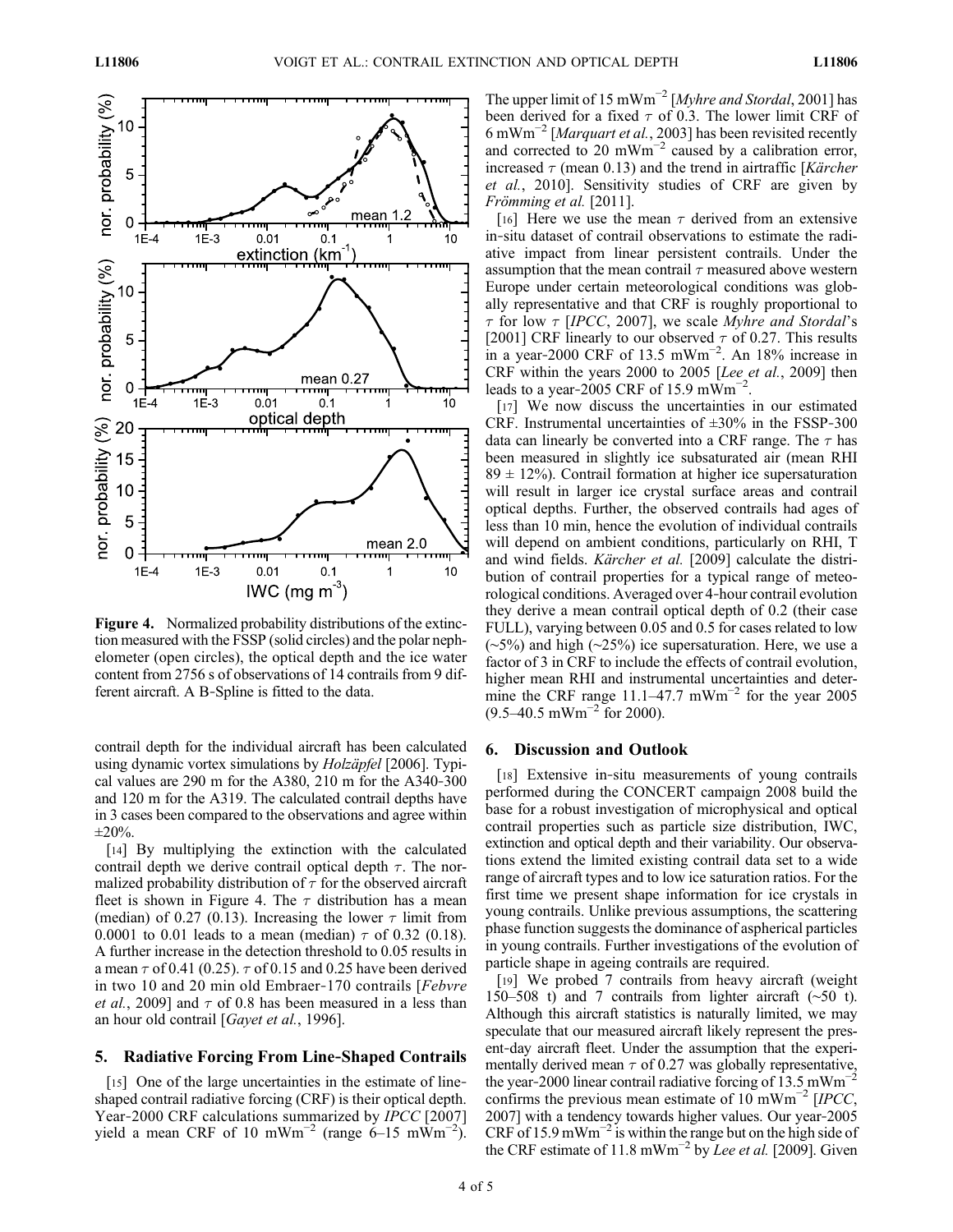Figure 4. Normalized probability distributions of the extinction measured with the FSSP (solid circles) and the polar nephelometer (open circles), the optical depth and the ice water content from 2756 s of observations of 14 contrails from 9 different aircraft. A B-Spline is fitted to the data.

contrail depth for the individual aircraft has been calculated using dynamic vortex simulations by *Holzäpfel* [2006]. Typical values are 290 m for the A380, 210 m for the A340-300 and 120 m for the A319. The calculated contrail depths have in 3 cases been compared to the observations and agree within ±20%.

[14] By multiplying the extinction with the calculated contrail depth we derive contrail optical depth $\tau$. The normalized probability distribution of $\tau$ for the observed aircraft fleet is shown in Figure 4. The $\tau$ distribution has a mean (median) of 0.27 (0.13). Increasing the lower $\tau$ limit from 0.0001 to 0.01 leads to a mean (median) $\tau$ of 0.32 (0.18). A further increase in the detection threshold to 0.05 results in a mean $\tau$ of 0.41 (0.25). $\tau$ of 0.15 and 0.25 have been derived in two 10 and 20 min old Embraer-170 contrails [*Febvre et al.*, 2009] and $\tau$ of 0.8 has been measured in a less than an hour old contrail [*Gayet et al.*, 1996].

## 5. Radiative Forcing From Line-Shaped Contrails

[15] One of the large uncertainties in the estimate of line-shaped contrail radiative forcing (CRF) is their optical depth. Year-2000 CRF calculations summarized by *IPCC* [2007] yield a mean CRF of 10 $\mathrm{mWm^{-2}}$ (range 6–15 $\mathrm{mWm^{-2}}$). The upper limit of 15 $\mathrm{mWm^{-2}}$ [*Myhre and Stordal*, 2001] has been derived for a fixed $\tau$ of 0.3. The lower limit CRF of 6 $\mathrm{mWm^{-2}}$ [*Marquart et al.*, 2003] has been revisited recently and corrected to 20 $\mathrm{mWm^{-2}}$ caused by a calibration error, increased $\tau$ (mean 0.13) and the trend in airtraffic [*Kärcher et al.*, 2010]. Sensitivity studies of CRF are given by *Frömming et al.* [2011].

[16] Here we use the mean $\tau$ derived from an extensive in-situ dataset of contrail observations to estimate the radiative impact from linear persistent contrails. Under the assumption that the mean contrail $\tau$ measured above western Europe under certain meteorological conditions was globally representative and that CRF is roughly proportional to $\tau$ for low $\tau$ [*IPCC*, 2007], we scale *Myhre and Stordal*'s [2001] CRF linearly to our observed $\tau$ of 0.27. This results in a year-2000 CRF of 13.5 $\mathrm{mWm^{-2}}$. An 18% increase in CRF within the years 2000 to 2005 [*Lee et al.*, 2009] then leads to a year-2005 CRF of 15.9 $\mathrm{mWm^{-2}}$.

[17] We now discuss the uncertainties in our estimated CRF. Instrumental uncertainties of ±30% in the FSSP-300 data can linearly be converted into a CRF range. The $\tau$ has been measured in slightly ice subsaturated air (mean RHI 89 ± 12%). Contrail formation at higher ice supersaturation will result in larger ice crystal surface areas and contrail optical depths. Further, the observed contrails had ages of less than 10 min, hence the evolution of individual contrails will depend on ambient conditions, particularly on RHI, T and wind fields. *Kärcher et al.* [2009] calculate the distribution of contrail properties for a typical range of meteorological conditions. Averaged over 4-hour contrail evolution they derive a mean contrail optical depth of 0.2 (their case FULL), varying between 0.05 and 0.5 for cases related to low (~5%) and high (~25%) ice supersaturation. Here, we use a factor of 3 in CRF to include the effects of contrail evolution, higher mean RHI and instrumental uncertainties and determine the CRF range 11.1–47.7 $\mathrm{mWm^{-2}}$ for the year 2005 (9.5–40.5 $\mathrm{mWm^{-2}}$ for 2000).

## 6. Discussion and Outlook

[18] Extensive in-situ measurements of young contrails performed during the CONCERT campaign 2008 build the base for a robust investigation of microphysical and optical contrail properties such as particle size distribution, IWC, extinction and optical depth and their variability. Our observations extend the limited existing contrail data set to a wide range of aircraft types and to low ice saturation ratios. For the first time we present shape information for ice crystals in young contrails. Unlike previous assumptions, the scattering phase function suggests the dominance of aspherical particles in young contrails. Further investigations of the evolution of particle shape in ageing contrails are required.

[19] We probed 7 contrails from heavy aircraft (weight 150–508 t) and 7 contrails from lighter aircraft (~50 t). Although this aircraft statistics is naturally limited, we may speculate that our measured aircraft likely represent the present-day aircraft fleet. Under the assumption that the experimentally derived mean $\tau$ of 0.27 was globally representative, the year-2000 linear contrail radiative forcing of 13.5 $\mathrm{mWm^{-2}}$ confirms the previous mean estimate of 10 $\mathrm{mWm^{-2}}$ [*IPCC*, 2007] with a tendency towards higher values. Our year-2005 CRF of 15.9 $\mathrm{mWm^{-2}}$ is within the range but on the high side of the CRF estimate of 11.8 $\mathrm{mWm^{-2}}$ by *Lee et al.* [2009]. Given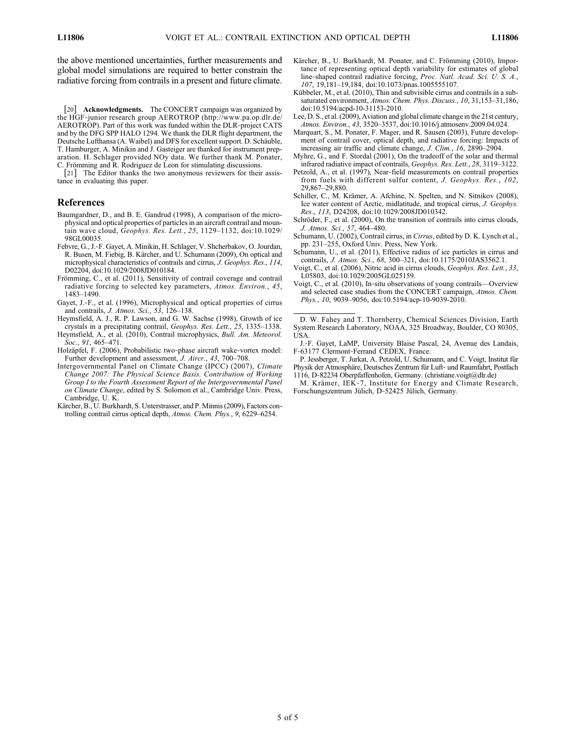the above mentioned uncertainties, further measurements and global model simulations are required to better constrain the radiative forcing from contrails in a present and future climate.

[20] **Acknowledgments.** The CONCERT campaign was organized by the HGF-junior research group AEROTROP (http://www.pa.op.dlr.de/AEROTROP). Part of this work was funded within the DLR-project CATS and by the DFG SPP HALO 1294. We thank the DLR flight department, the Deutsche Lufthansa (A. Waibel) and DFS for excellent support. D. Schäuble, T. Hamburger, A. Minikin and J. Gasteiger are thanked for instrument preparation. H. Schlager provided NOy data. We further thank M. Ponater, C. Frömming and R. Rodriguez de Leon for stimulating discussions.

[21] The Editor thanks the two anonymous reviewers for their assistance in evaluating this paper.

## References

Baumgardner, D., and B. E. Gandrud (1998), A comparison of the microphysical and optical properties of particles in an aircraft contrail and mountain wave cloud, *Geophys. Res. Lett.*, *25*, 1129–1132, doi:10.1029/98GL00035.

Febvre, G., J.-F. Gayet, A. Minikin, H. Schlager, V. Shcherbakov, O. Jourdan, R. Busen, M. Fiebig, B. Kärcher, and U. Schumann (2009), On optical and microphysical characteristics of contrails and cirrus, *J. Geophys. Res.*, *114*, D02204, doi:10.1029/2008JD010184.

Frömming, C., et al. (2011), Sensitivity of contrail coverage and contrail radiative forcing to selected key parameters, *Atmos. Environ.*, *45*, 1483–1490.

Gayet, J.-F., et al. (1996), Microphysical and optical properties of cirrus and contrails, *J. Atmos. Sci.*, *53*, 126–138.

Heymsfield, A. J., R. P. Lawson, and G. W. Sachse (1998), Growth of ice crystals in a precipitating contrail, *Geophys. Res. Lett.*, *25*, 1335–1338.

Heymsfield, A., et al. (2010), Contrail microphysics, *Bull. Am. Meteorol. Soc.*, *91*, 465–471.

Holzäpfel, F. (2006), Probabilistic two-phase aircraft wake-vortex model: Further development and assessment, *J. Aircr.*, *43*, 700–708.

Intergovernmental Panel on Climate Change (IPCC) (2007), *Climate Change 2007: The Physical Science Basis. Contribution of Working Group I to the Fourth Assessment Report of the Intergovernmental Panel on Climate Change*, edited by S. Solomon et al., Cambridge Univ. Press, Cambridge, U. K.

Kärcher, B., U. Burkhardt, S. Unterstrasser, and P. Minnis (2009), Factors controlling contrail cirrus optical depth, *Atmos. Chem. Phys.*, *9*, 6229–6254.

Kärcher, B., U. Burkhardt, M. Ponater, and C. Frömming (2010), Importance of representing optical depth variability for estimates of global line-shaped contrail radiative forcing, *Proc. Natl. Acad. Sci. U. S. A.*, *107*, 19,181–19,184, doi:10.1073/pnas.1005555107.

Kübbeler, M., et al. (2010), Thin and subvisible cirrus and contrails in a subsaturated environment, *Atmos. Chem. Phys. Discuss.*, *10*, 31,153–31,186, doi:10.5194/acpd-10-31153-2010.

Lee, D. S., et al. (2009), Aviation and global climate change in the 21st century, *Atmos. Environ.*, *43*, 3520–3537, doi:10.1016/j.atmosenv.2009.04.024.

Marquart, S., M. Ponater, F. Mager, and R. Sausen (2003), Future development of contrail cover, optical depth, and radiative forcing: Impacts of increasing air traffic and climate change, *J. Clim.*, *16*, 2890–2904.

Myhre, G., and F. Stordal (2001), On the tradeoff of the solar and thermal infrared radiative impact of contrails, *Geophys. Res. Lett.*, *28*, 3119–3122.

Petzold, A., et al. (1997), Near-field measurements on contrail properties from fuels with different sulfur content, *J. Geophys. Res.*, *102*, 29,867–29,880.

Schiller, C., M. Krämer, A. Afchine, N. Spelten, and N. Sitnikov (2008), Ice water content of Arctic, midlatitude, and tropical cirrus, *J. Geophys. Res.*, *113*, D24208, doi:10.1029/2008JD010342.

Schröder, F., et al. (2000), On the transition of contrails into cirrus clouds, *J. Atmos. Sci.*, *57*, 464–480.

Schumann, U. (2002), Contrail cirrus, in *Cirrus*, edited by D. K. Lynch et al., pp. 231–255, Oxford Univ. Press, New York.

Schumann, U., et al. (2011), Effective radius of ice particles in cirrus and contrails, *J. Atmos. Sci.*, *68*, 300–321, doi:10.1175/2010JAS3562.1.

Voigt, C., et al. (2006), Nitric acid in cirrus clouds, *Geophys. Res. Lett.*, *33*, L05803, doi:10.1029/2005GL025159.

Voigt, C., et al. (2010), In-situ observations of young contrails—Overview and selected case studies from the CONCERT campaign, *Atmos. Chem. Phys.*, *10*, 9039–9056, doi:10.5194/acp-10-9039-2010.

---

D. W. Fahey and T. Thornberry, Chemical Sciences Division, Earth System Research Laboratory, NOAA, 325 Broadway, Boulder, CO 80305, USA.

J.-F. Gayet, LaMP, University Blaise Pascal, 24, Avenue des Landais, F-63177 Clermont-Ferrand CEDEX, France.

P. Jessberger, T. Jurkat, A. Petzold, U. Schumann, and C. Voigt, Institut für Physik der Atmosphäre, Deutsches Zentrum für Luft- und Raumfahrt, Postfach 1116, D-82234 Oberpfaffenhofen, Germany. (christiane.voigt@dlr.de)

M. Krämer, IEK-7, Institute for Energy and Climate Research, Forschungszentrum Jülich, D-52425 Jülich, Germany.